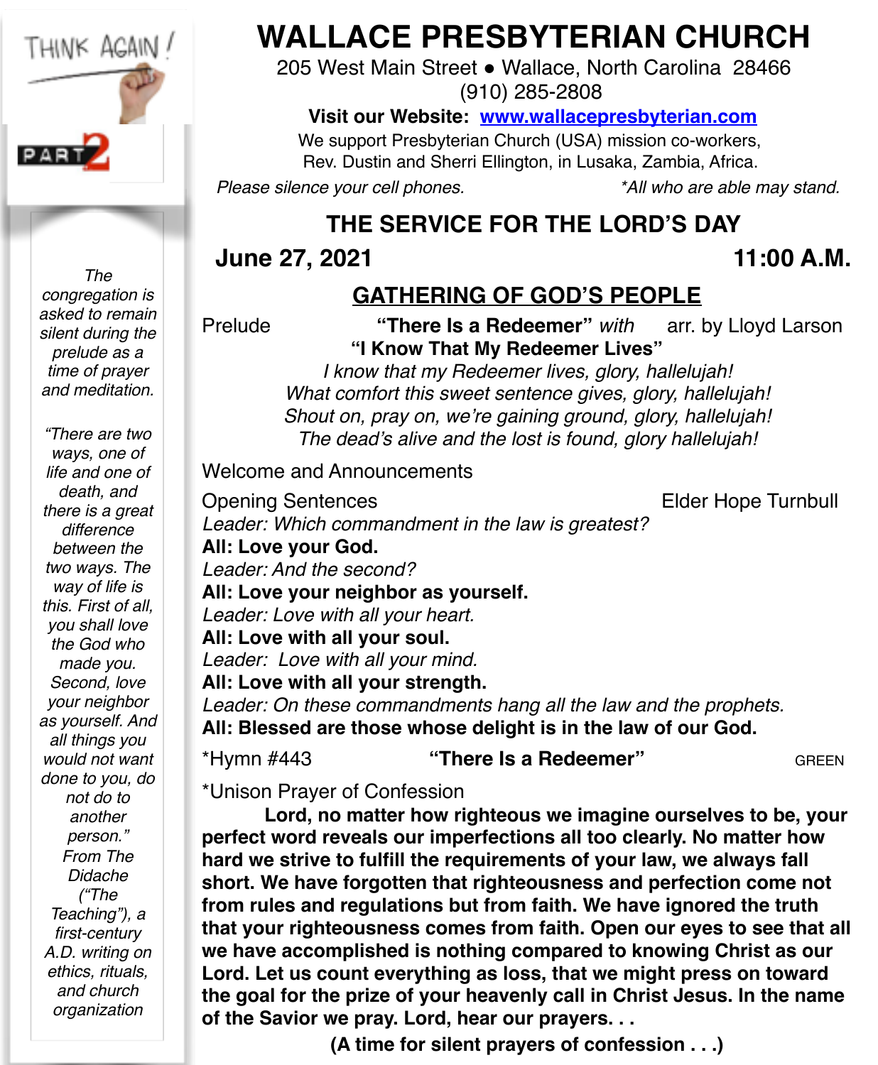# WALLACE PRESBYTERIAN CHURCH

205 West Main Street • Wallace, North Carolina 28466
(910) 285-2808

**Visit our Website: [www.wallacepresbyterian.com](http://www.wallacepresbyterian.com)**

We support Presbyterian Church (USA) mission co-workers, Rev. Dustin and Sherri Ellington, in Lusaka, Zambia, Africa.

*Please silence your cell phones.* *\*All who are able may stand.*

THINK AGAIN! PART 2

*The congregation is asked to remain silent during the prelude as a time of prayer and meditation.*

*"There are two ways, one of life and one of death, and there is a great difference between the two ways. The way of life is this. First of all, you shall love the God who made you. Second, love your neighbor as yourself. And all things you would not want done to you, do not do to another person." From The Didache ("The Teaching"), a first-century A.D. writing on ethics, rituals, and church organization*

## THE SERVICE FOR THE LORD'S DAY

**June 27, 2021** **11:00 A.M.**

### GATHERING OF GOD'S PEOPLE

Prelude **"There Is a Redeemer"** *with* **"I Know That My Redeemer Lives"** arr. by Lloyd Larson

*I know that my Redeemer lives, glory, hallelujah!*
*What comfort this sweet sentence gives, glory, hallelujah!*
*Shout on, pray on, we're gaining ground, glory, hallelujah!*
*The dead's alive and the lost is found, glory hallelujah!*

Welcome and Announcements

Opening Sentences Elder Hope Turnbull

*Leader: Which commandment in the law is greatest?*
**All: Love your God.**
*Leader: And the second?*
**All: Love your neighbor as yourself.**
*Leader: Love with all your heart.*
**All: Love with all your soul.**
*Leader: Love with all your mind.*
**All: Love with all your strength.**
*Leader: On these commandments hang all the law and the prophets.*
**All: Blessed are those whose delight is in the law of our God.**

\*Hymn #443 **"There Is a Redeemer"** GREEN

\*Unison Prayer of Confession

**Lord, no matter how righteous we imagine ourselves to be, your perfect word reveals our imperfections all too clearly. No matter how hard we strive to fulfill the requirements of your law, we always fall short. We have forgotten that righteousness and perfection come not from rules and regulations but from faith. We have ignored the truth that your righteousness comes from faith. Open our eyes to see that all we have accomplished is nothing compared to knowing Christ as our Lord. Let us count everything as loss, that we might press on toward the goal for the prize of your heavenly call in Christ Jesus. In the name of the Savior we pray. Lord, hear our prayers. . .**

**(A time for silent prayers of confession . . .)**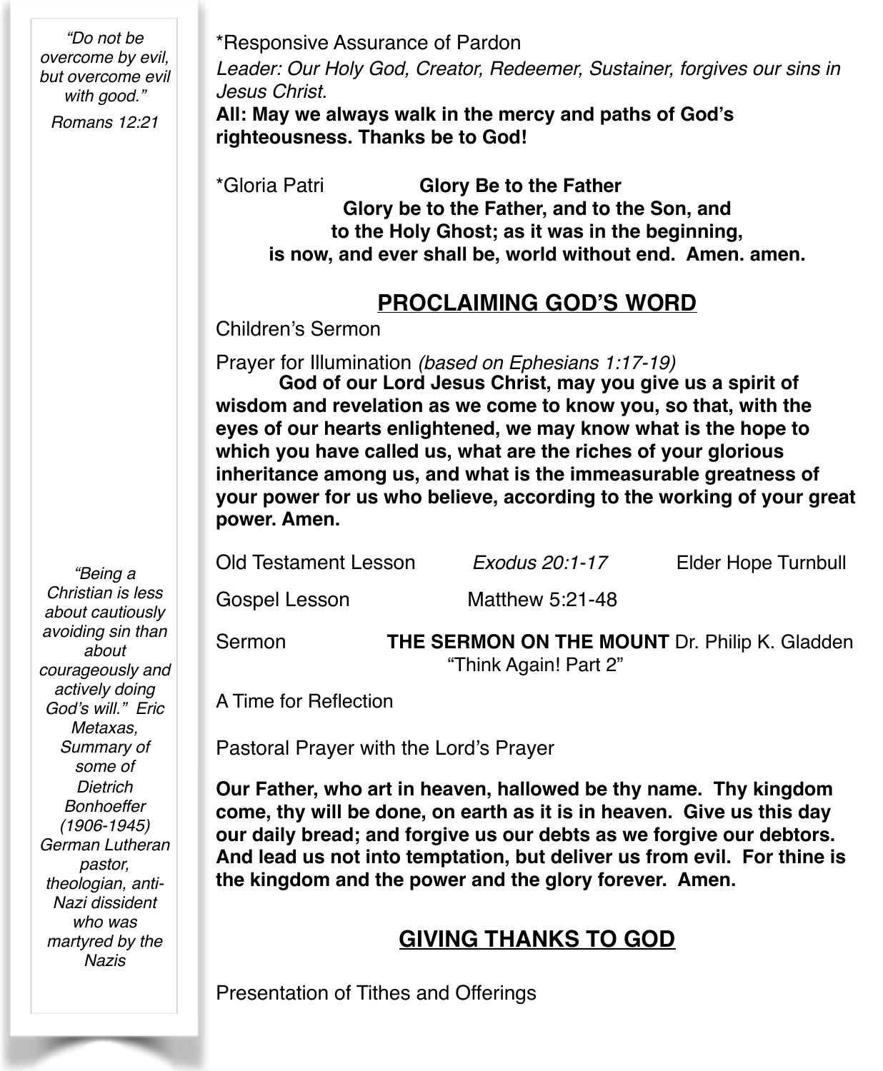*Responsive Assurance of Pardon

*Leader: Our Holy God, Creator, Redeemer, Sustainer, forgives our sins in Jesus Christ.*

**All: May we always walk in the mercy and paths of God's righteousness. Thanks be to God!**

*Gloria Patri **Glory Be to the Father**

**Glory be to the Father, and to the Son, and
to the Holy Ghost; as it was in the beginning,
is now, and ever shall be, world without end. Amen. amen.**

## PROCLAIMING GOD'S WORD

Children's Sermon

Prayer for Illumination *(based on Ephesians 1:17-19)*

**God of our Lord Jesus Christ, may you give us a spirit of wisdom and revelation as we come to know you, so that, with the eyes of our hearts enlightened, we may know what is the hope to which you have called us, what are the riches of your glorious inheritance among us, and what is the immeasurable greatness of your power for us who believe, according to the working of your great power. Amen.**

Old Testament Lesson *Exodus 20:1-17* Elder Hope Turnbull

Gospel Lesson Matthew 5:21-48

Sermon **THE SERMON ON THE MOUNT** Dr. Philip K. Gladden
"Think Again! Part 2"

A Time for Reflection

Pastoral Prayer with the Lord's Prayer

**Our Father, who art in heaven, hallowed be thy name. Thy kingdom come, thy will be done, on earth as it is in heaven. Give us this day our daily bread; and forgive us our debts as we forgive our debtors. And lead us not into temptation, but deliver us from evil. For thine is the kingdom and the power and the glory forever. Amen.**

## GIVING THANKS TO GOD

Presentation of Tithes and Offerings

*"Do not be overcome by evil, but overcome evil with good."*

*Romans 12:21*

*"Being a Christian is less about cautiously avoiding sin than about courageously and actively doing God's will." Eric Metaxas, Summary of some of Dietrich Bonhoeffer (1906-1945) German Lutheran pastor, theologian, anti-Nazi dissident who was martyred by the Nazis*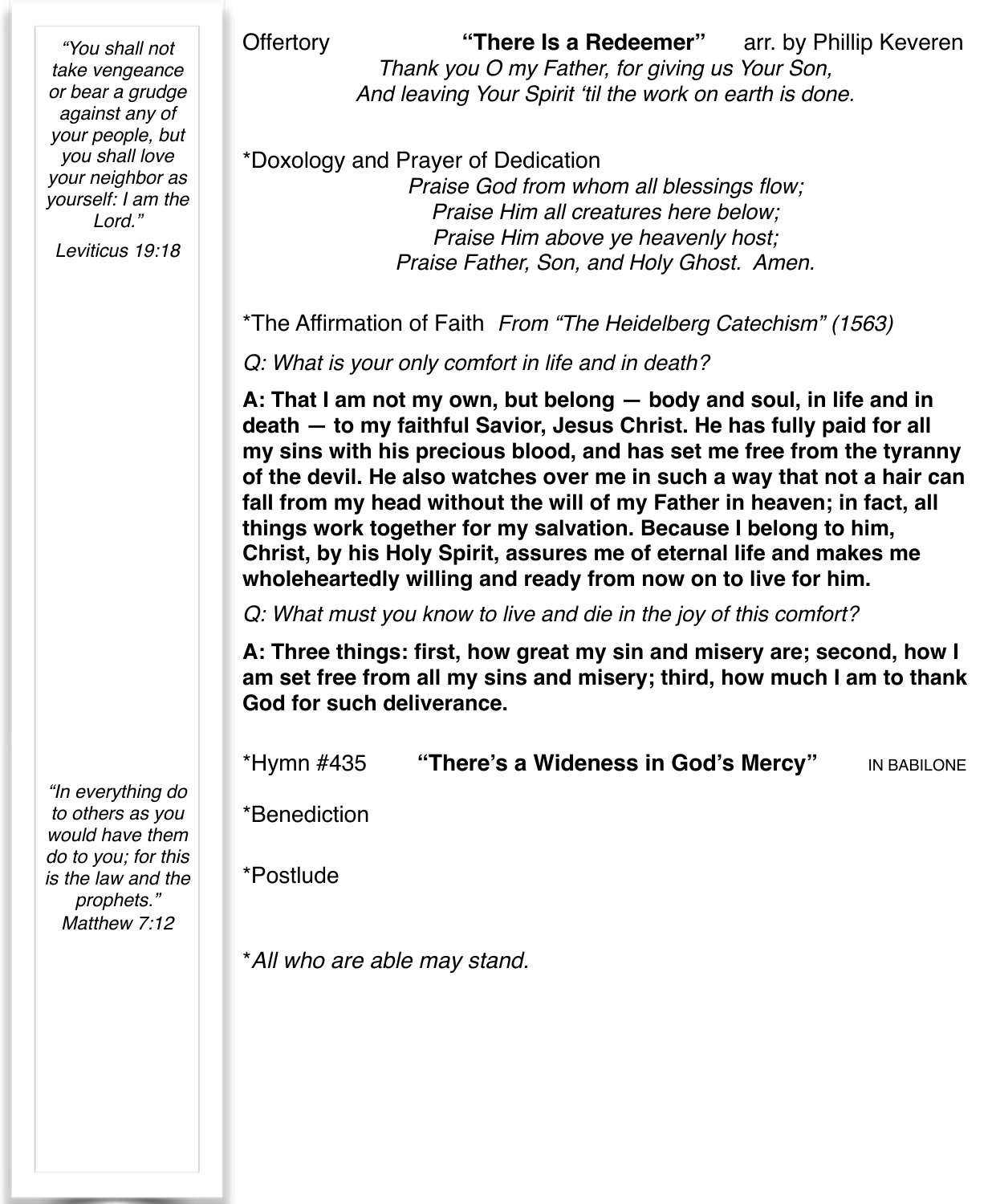*"You shall not take vengeance or bear a grudge against any of your people, but you shall love your neighbor as yourself: I am the Lord."*

*Leviticus 19:18*

*"In everything do to others as you would have them do to you; for this is the law and the prophets."*
*Matthew 7:12*

Offertory **"There Is a Redeemer"** arr. by Phillip Keveren

*Thank you O my Father, for giving us Your Son,*
*And leaving Your Spirit 'til the work on earth is done.*

*Doxology and Prayer of Dedication

*Praise God from whom all blessings flow;*
*Praise Him all creatures here below;*
*Praise Him above ye heavenly host;*
*Praise Father, Son, and Holy Ghost. Amen.*

*The Affirmation of Faith *From "The Heidelberg Catechism" (1563)*

*Q: What is your only comfort in life and in death?*

**A: That I am not my own, but belong — body and soul, in life and in death — to my faithful Savior, Jesus Christ. He has fully paid for all my sins with his precious blood, and has set me free from the tyranny of the devil. He also watches over me in such a way that not a hair can fall from my head without the will of my Father in heaven; in fact, all things work together for my salvation. Because I belong to him, Christ, by his Holy Spirit, assures me of eternal life and makes me wholeheartedly willing and ready from now on to live for him.**

*Q: What must you know to live and die in the joy of this comfort?*

**A: Three things: first, how great my sin and misery are; second, how I am set free from all my sins and misery; third, how much I am to thank God for such deliverance.**

*Hymn #435 **"There's a Wideness in God's Mercy"** IN BABILONE

*Benediction

*Postlude

**All who are able may stand.*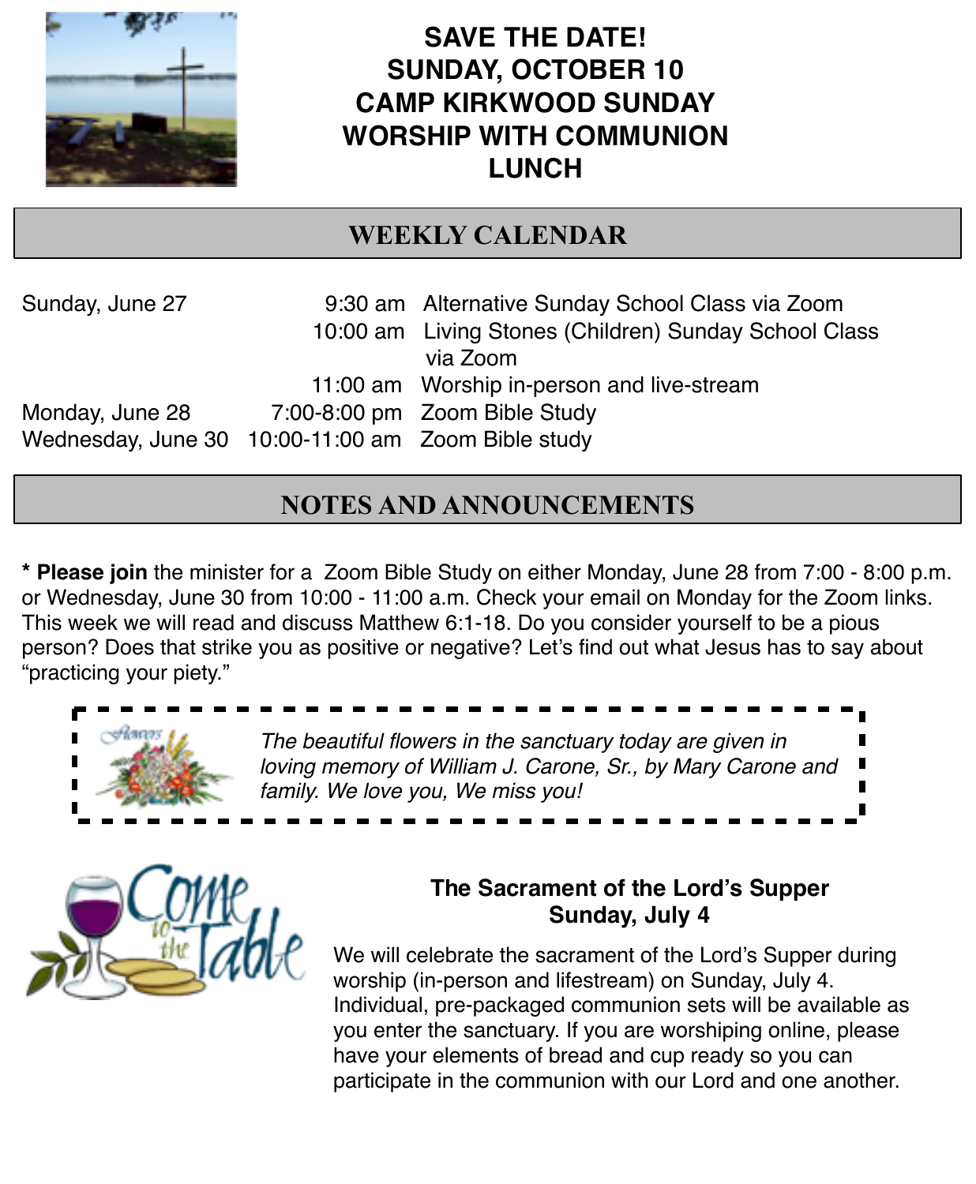**SAVE THE DATE!**
**SUNDAY, OCTOBER 10**
**CAMP KIRKWOOD SUNDAY**
**WORSHIP WITH COMMUNION**
**LUNCH**

## WEEKLY CALENDAR

| | | |
|---|---|---|
| Sunday, June 27 | 9:30 am | Alternative Sunday School Class via Zoom |
| | 10:00 am | Living Stones (Children) Sunday School Class via Zoom |
| | 11:00 am | Worship in-person and live-stream |
| Monday, June 28 | 7:00-8:00 pm | Zoom Bible Study |
| Wednesday, June 30 | 10:00-11:00 am | Zoom Bible study |

## NOTES AND ANNOUNCEMENTS

* **Please join** the minister for a Zoom Bible Study on either Monday, June 28 from 7:00 - 8:00 p.m. or Wednesday, June 30 from 10:00 - 11:00 a.m. Check your email on Monday for the Zoom links. This week we will read and discuss Matthew 6:1-18. Do you consider yourself to be a pious person? Does that strike you as positive or negative? Let's find out what Jesus has to say about "practicing your piety."

*The beautiful flowers in the sanctuary today are given in loving memory of William J. Carone, Sr., by Mary Carone and family. We love you, We miss you!*

**The Sacrament of the Lord's Supper**
**Sunday, July 4**

We will celebrate the sacrament of the Lord's Supper during worship (in-person and lifestream) on Sunday, July 4. Individual, pre-packaged communion sets will be available as you enter the sanctuary. If you are worshiping online, please have your elements of bread and cup ready so you can participate in the communion with our Lord and one another.